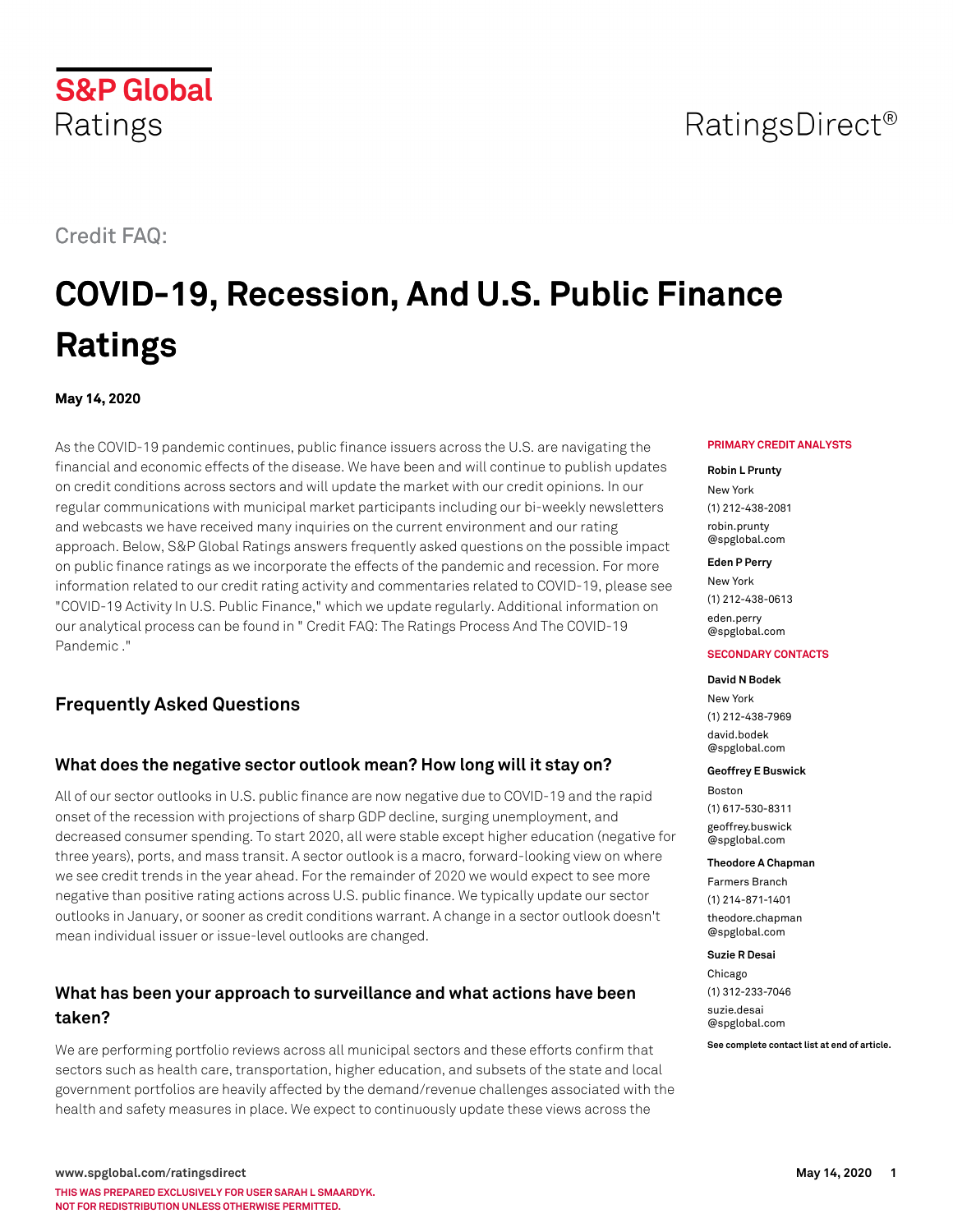Credit FAQ:

# COVID-19, Recession, And U.S. Public Finance Ratings

**May 14, 2020**

As the COVID-19 pandemic continues, public finance issuers across the U.S. are navigating the financial and economic effects of the disease. We have been and will continue to publish updates on credit conditions across sectors and will update the market with our credit opinions. In our regular communications with municipal market participants including our bi-weekly newsletters and webcasts we have received many inquiries on the current environment and our rating approach. Below, S&P Global Ratings answers frequently asked questions on the possible impact on public finance ratings as we incorporate the effects of the pandemic and recession. For more information related to our credit rating activity and commentaries related to COVID-19, please see "COVID-19 Activity In U.S. Public Finance," which we update regularly. Additional information on our analytical process can be found in " Credit FAQ: The Ratings Process And The COVID-19 Pandemic ."

**PRIMARY CREDIT ANALYSTS**

**Robin L Prunty**
New York
(1) 212-438-2081
robin.prunty@spglobal.com

**Eden P Perry**
New York
(1) 212-438-0613
eden.perry@spglobal.com

**SECONDARY CONTACTS**

**David N Bodek**
New York
(1) 212-438-7969
david.bodek@spglobal.com

**Geoffrey E Buswick**
Boston
(1) 617-530-8311
geoffrey.buswick@spglobal.com

**Theodore A Chapman**
Farmers Branch
(1) 214-871-1401
theodore.chapman@spglobal.com

**Suzie R Desai**
Chicago
(1) 312-233-7046
suzie.desai@spglobal.com

**See complete contact list at end of article.**

## Frequently Asked Questions

### What does the negative sector outlook mean? How long will it stay on?

All of our sector outlooks in U.S. public finance are now negative due to COVID-19 and the rapid onset of the recession with projections of sharp GDP decline, surging unemployment, and decreased consumer spending. To start 2020, all were stable except higher education (negative for three years), ports, and mass transit. A sector outlook is a macro, forward-looking view on where we see credit trends in the year ahead. For the remainder of 2020 we would expect to see more negative than positive rating actions across U.S. public finance. We typically update our sector outlooks in January, or sooner as credit conditions warrant. A change in a sector outlook doesn't mean individual issuer or issue-level outlooks are changed.

### What has been your approach to surveillance and what actions have been taken?

We are performing portfolio reviews across all municipal sectors and these efforts confirm that sectors such as health care, transportation, higher education, and subsets of the state and local government portfolios are heavily affected by the demand/revenue challenges associated with the health and safety measures in place. We expect to continuously update these views across the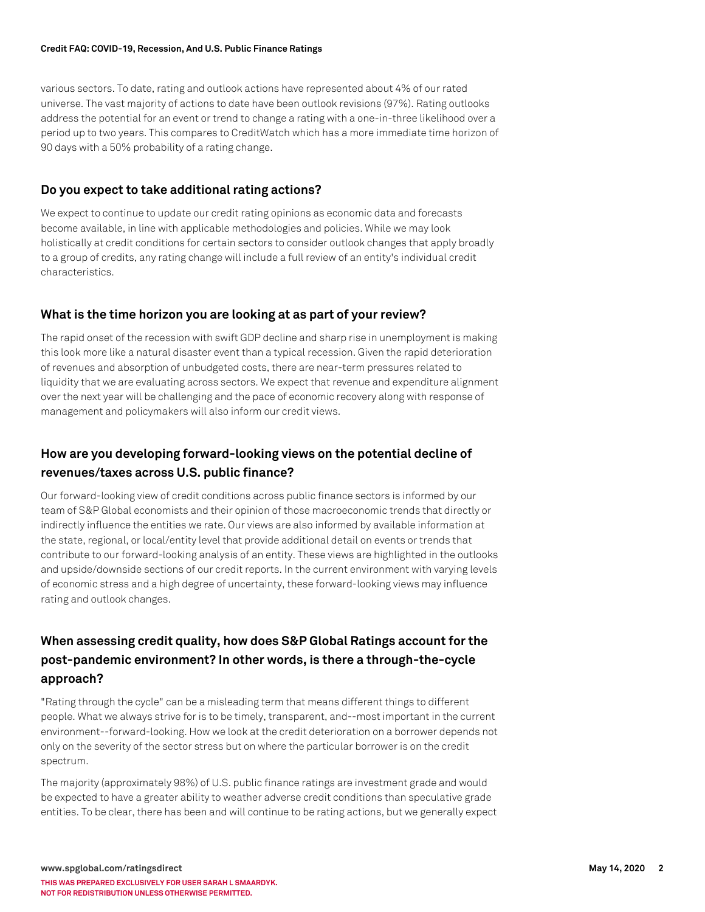various sectors. To date, rating and outlook actions have represented about 4% of our rated universe. The vast majority of actions to date have been outlook revisions (97%). Rating outlooks address the potential for an event or trend to change a rating with a one-in-three likelihood over a period up to two years. This compares to CreditWatch which has a more immediate time horizon of 90 days with a 50% probability of a rating change.

## Do you expect to take additional rating actions?

We expect to continue to update our credit rating opinions as economic data and forecasts become available, in line with applicable methodologies and policies. While we may look holistically at credit conditions for certain sectors to consider outlook changes that apply broadly to a group of credits, any rating change will include a full review of an entity's individual credit characteristics.

## What is the time horizon you are looking at as part of your review?

The rapid onset of the recession with swift GDP decline and sharp rise in unemployment is making this look more like a natural disaster event than a typical recession. Given the rapid deterioration of revenues and absorption of unbudgeted costs, there are near-term pressures related to liquidity that we are evaluating across sectors. We expect that revenue and expenditure alignment over the next year will be challenging and the pace of economic recovery along with response of management and policymakers will also inform our credit views.

## How are you developing forward-looking views on the potential decline of revenues/taxes across U.S. public finance?

Our forward-looking view of credit conditions across public finance sectors is informed by our team of S&P Global economists and their opinion of those macroeconomic trends that directly or indirectly influence the entities we rate. Our views are also informed by available information at the state, regional, or local/entity level that provide additional detail on events or trends that contribute to our forward-looking analysis of an entity. These views are highlighted in the outlooks and upside/downside sections of our credit reports. In the current environment with varying levels of economic stress and a high degree of uncertainty, these forward-looking views may influence rating and outlook changes.

## When assessing credit quality, how does S&P Global Ratings account for the post-pandemic environment? In other words, is there a through-the-cycle approach?

"Rating through the cycle" can be a misleading term that means different things to different people. What we always strive for is to be timely, transparent, and--most important in the current environment--forward-looking. How we look at the credit deterioration on a borrower depends not only on the severity of the sector stress but on where the particular borrower is on the credit spectrum.

The majority (approximately 98%) of U.S. public finance ratings are investment grade and would be expected to have a greater ability to weather adverse credit conditions than speculative grade entities. To be clear, there has been and will continue to be rating actions, but we generally expect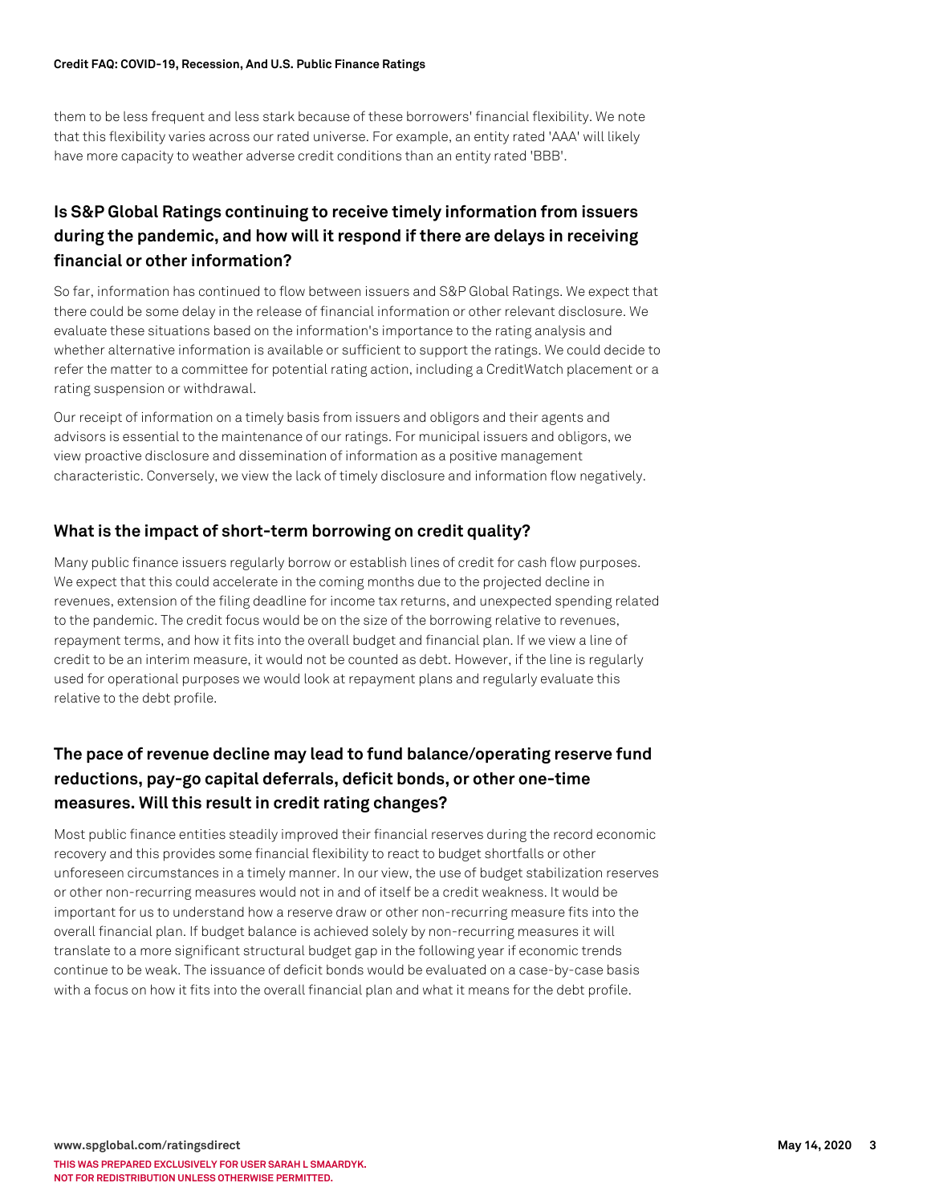them to be less frequent and less stark because of these borrowers' financial flexibility. We note that this flexibility varies across our rated universe. For example, an entity rated 'AAA' will likely have more capacity to weather adverse credit conditions than an entity rated 'BBB'.

## Is S&P Global Ratings continuing to receive timely information from issuers during the pandemic, and how will it respond if there are delays in receiving financial or other information?

So far, information has continued to flow between issuers and S&P Global Ratings. We expect that there could be some delay in the release of financial information or other relevant disclosure. We evaluate these situations based on the information's importance to the rating analysis and whether alternative information is available or sufficient to support the ratings. We could decide to refer the matter to a committee for potential rating action, including a CreditWatch placement or a rating suspension or withdrawal.

Our receipt of information on a timely basis from issuers and obligors and their agents and advisors is essential to the maintenance of our ratings. For municipal issuers and obligors, we view proactive disclosure and dissemination of information as a positive management characteristic. Conversely, we view the lack of timely disclosure and information flow negatively.

## What is the impact of short-term borrowing on credit quality?

Many public finance issuers regularly borrow or establish lines of credit for cash flow purposes. We expect that this could accelerate in the coming months due to the projected decline in revenues, extension of the filing deadline for income tax returns, and unexpected spending related to the pandemic. The credit focus would be on the size of the borrowing relative to revenues, repayment terms, and how it fits into the overall budget and financial plan. If we view a line of credit to be an interim measure, it would not be counted as debt. However, if the line is regularly used for operational purposes we would look at repayment plans and regularly evaluate this relative to the debt profile.

## The pace of revenue decline may lead to fund balance/operating reserve fund reductions, pay-go capital deferrals, deficit bonds, or other one-time measures. Will this result in credit rating changes?

Most public finance entities steadily improved their financial reserves during the record economic recovery and this provides some financial flexibility to react to budget shortfalls or other unforeseen circumstances in a timely manner. In our view, the use of budget stabilization reserves or other non-recurring measures would not in and of itself be a credit weakness. It would be important for us to understand how a reserve draw or other non-recurring measure fits into the overall financial plan. If budget balance is achieved solely by non-recurring measures it will translate to a more significant structural budget gap in the following year if economic trends continue to be weak. The issuance of deficit bonds would be evaluated on a case-by-case basis with a focus on how it fits into the overall financial plan and what it means for the debt profile.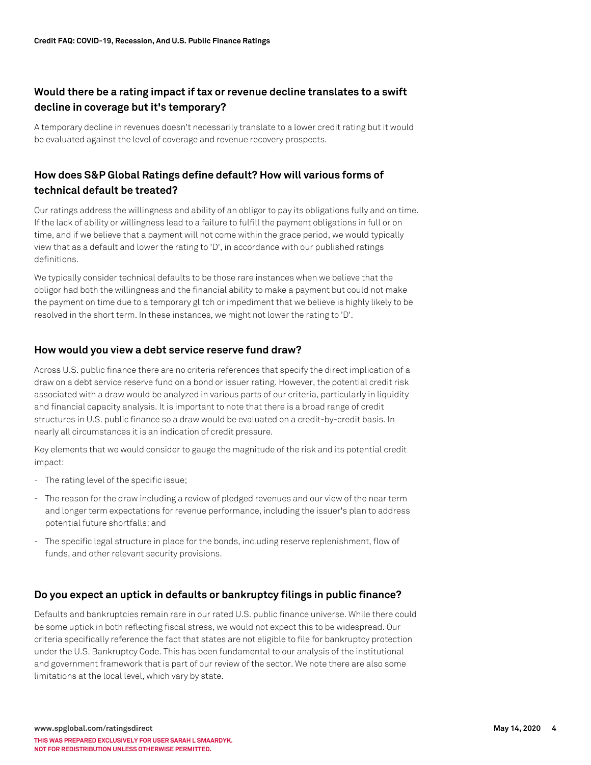### Would there be a rating impact if tax or revenue decline translates to a swift decline in coverage but it's temporary?

A temporary decline in revenues doesn't necessarily translate to a lower credit rating but it would be evaluated against the level of coverage and revenue recovery prospects.

### How does S&P Global Ratings define default? How will various forms of technical default be treated?

Our ratings address the willingness and ability of an obligor to pay its obligations fully and on time. If the lack of ability or willingness lead to a failure to fulfill the payment obligations in full or on time, and if we believe that a payment will not come within the grace period, we would typically view that as a default and lower the rating to 'D', in accordance with our published ratings definitions.

We typically consider technical defaults to be those rare instances when we believe that the obligor had both the willingness and the financial ability to make a payment but could not make the payment on time due to a temporary glitch or impediment that we believe is highly likely to be resolved in the short term. In these instances, we might not lower the rating to 'D'.

### How would you view a debt service reserve fund draw?

Across U.S. public finance there are no criteria references that specify the direct implication of a draw on a debt service reserve fund on a bond or issuer rating. However, the potential credit risk associated with a draw would be analyzed in various parts of our criteria, particularly in liquidity and financial capacity analysis. It is important to note that there is a broad range of credit structures in U.S. public finance so a draw would be evaluated on a credit-by-credit basis. In nearly all circumstances it is an indication of credit pressure.

Key elements that we would consider to gauge the magnitude of the risk and its potential credit impact:

- The rating level of the specific issue;
- The reason for the draw including a review of pledged revenues and our view of the near term and longer term expectations for revenue performance, including the issuer's plan to address potential future shortfalls; and
- The specific legal structure in place for the bonds, including reserve replenishment, flow of funds, and other relevant security provisions.

### Do you expect an uptick in defaults or bankruptcy filings in public finance?

Defaults and bankruptcies remain rare in our rated U.S. public finance universe. While there could be some uptick in both reflecting fiscal stress, we would not expect this to be widespread. Our criteria specifically reference the fact that states are not eligible to file for bankruptcy protection under the U.S. Bankruptcy Code. This has been fundamental to our analysis of the institutional and government framework that is part of our review of the sector. We note there are also some limitations at the local level, which vary by state.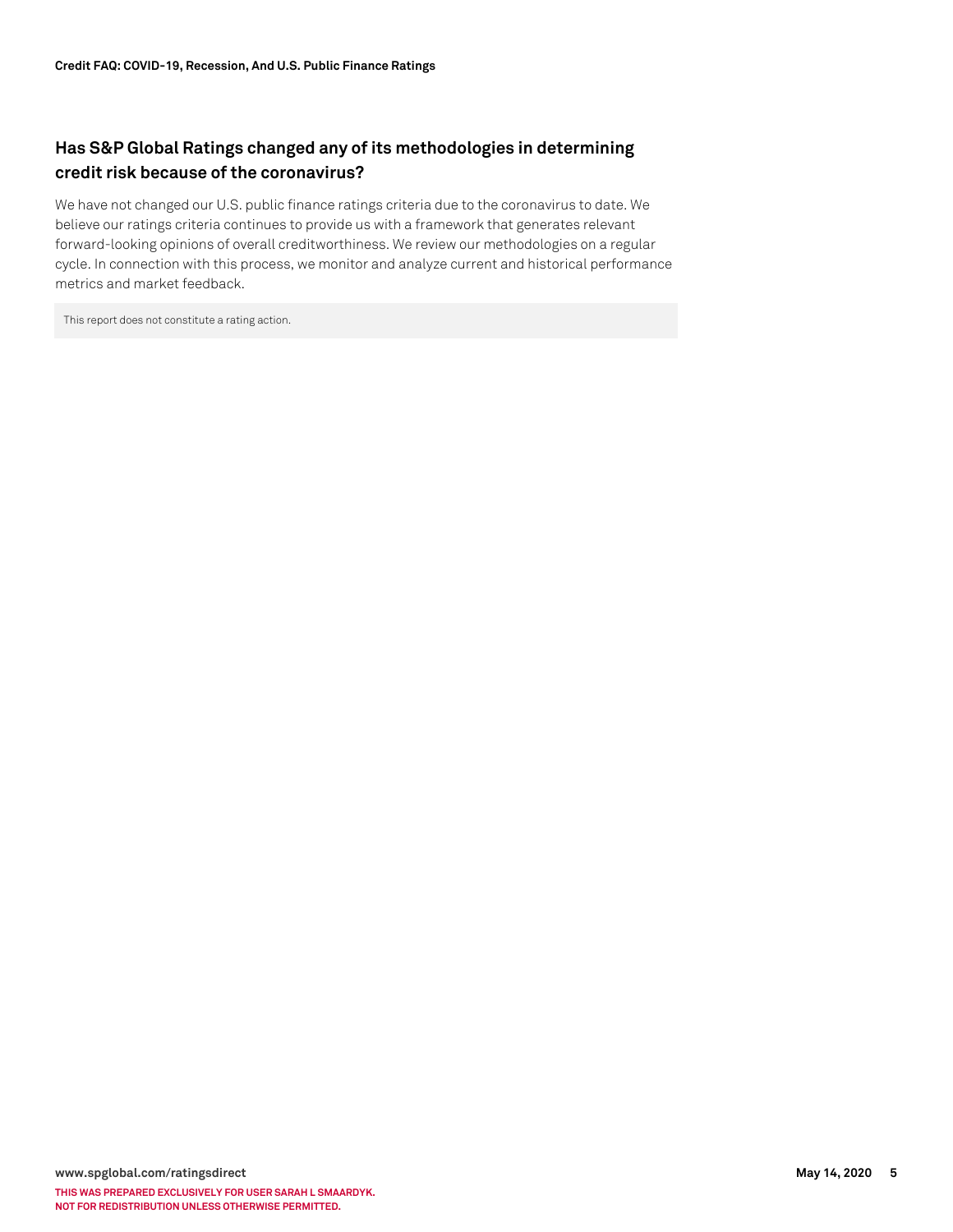## Has S&P Global Ratings changed any of its methodologies in determining credit risk because of the coronavirus?

We have not changed our U.S. public finance ratings criteria due to the coronavirus to date. We believe our ratings criteria continues to provide us with a framework that generates relevant forward-looking opinions of overall creditworthiness. We review our methodologies on a regular cycle. In connection with this process, we monitor and analyze current and historical performance metrics and market feedback.

This report does not constitute a rating action.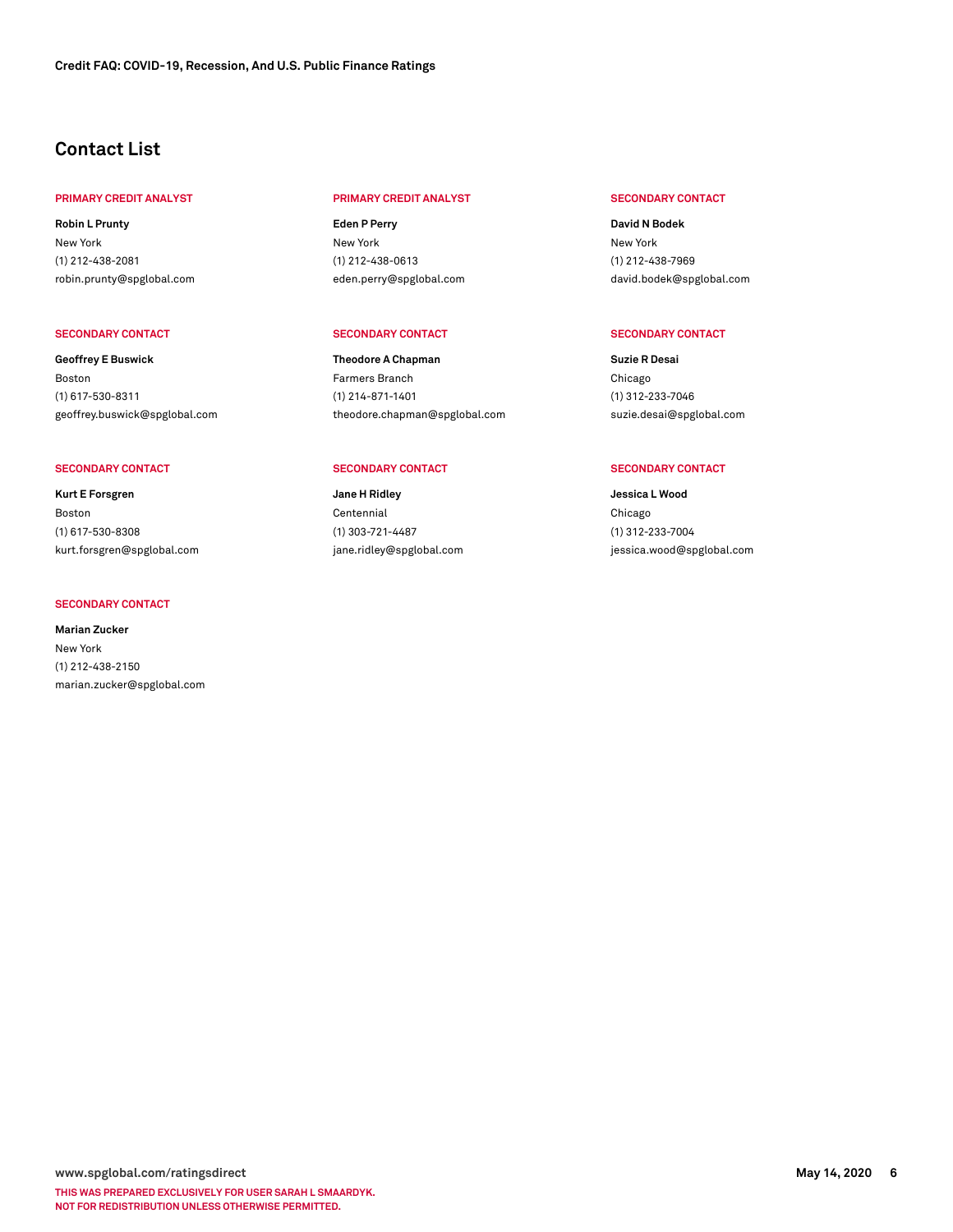## Contact List

**PRIMARY CREDIT ANALYST**

**Robin L Prunty**
New York
(1) 212-438-2081
robin.prunty@spglobal.com

**PRIMARY CREDIT ANALYST**

**Eden P Perry**
New York
(1) 212-438-0613
eden.perry@spglobal.com

**SECONDARY CONTACT**

**David N Bodek**
New York
(1) 212-438-7969
david.bodek@spglobal.com

**SECONDARY CONTACT**

**Geoffrey E Buswick**
Boston
(1) 617-530-8311
geoffrey.buswick@spglobal.com

**SECONDARY CONTACT**

**Theodore A Chapman**
Farmers Branch
(1) 214-871-1401
theodore.chapman@spglobal.com

**SECONDARY CONTACT**

**Suzie R Desai**
Chicago
(1) 312-233-7046
suzie.desai@spglobal.com

**SECONDARY CONTACT**

**Kurt E Forsgren**
Boston
(1) 617-530-8308
kurt.forsgren@spglobal.com

**SECONDARY CONTACT**

**Jane H Ridley**
Centennial
(1) 303-721-4487
jane.ridley@spglobal.com

**SECONDARY CONTACT**

**Jessica L Wood**
Chicago
(1) 312-233-7004
jessica.wood@spglobal.com

**SECONDARY CONTACT**

**Marian Zucker**
New York
(1) 212-438-2150
marian.zucker@spglobal.com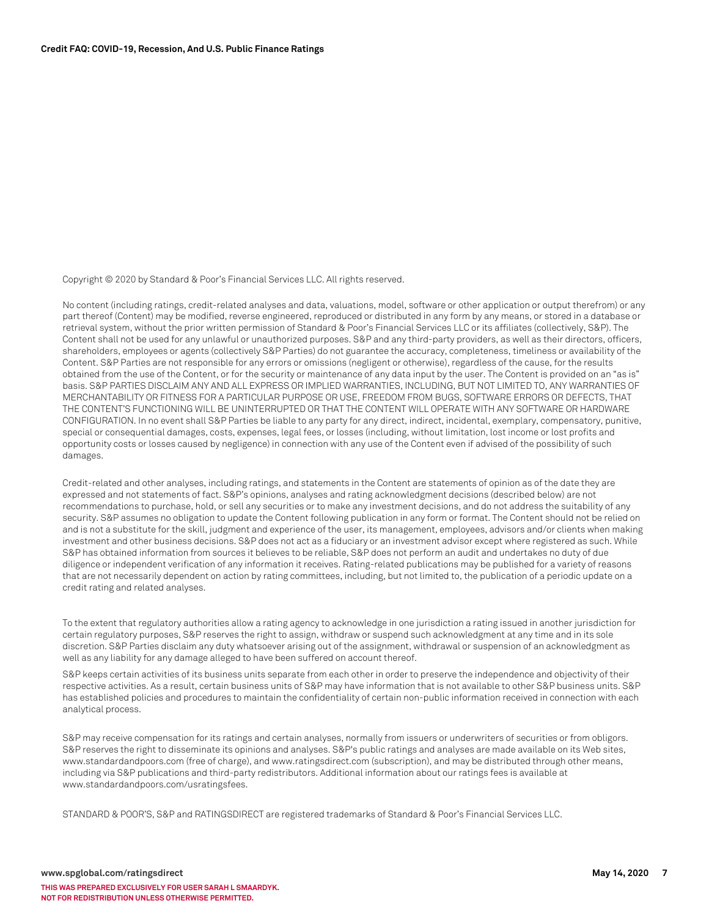Copyright © 2020 by Standard & Poor's Financial Services LLC. All rights reserved.

No content (including ratings, credit-related analyses and data, valuations, model, software or other application or output therefrom) or any part thereof (Content) may be modified, reverse engineered, reproduced or distributed in any form by any means, or stored in a database or retrieval system, without the prior written permission of Standard & Poor's Financial Services LLC or its affiliates (collectively, S&P). The Content shall not be used for any unlawful or unauthorized purposes. S&P and any third-party providers, as well as their directors, officers, shareholders, employees or agents (collectively S&P Parties) do not guarantee the accuracy, completeness, timeliness or availability of the Content. S&P Parties are not responsible for any errors or omissions (negligent or otherwise), regardless of the cause, for the results obtained from the use of the Content, or for the security or maintenance of any data input by the user. The Content is provided on an "as is" basis. S&P PARTIES DISCLAIM ANY AND ALL EXPRESS OR IMPLIED WARRANTIES, INCLUDING, BUT NOT LIMITED TO, ANY WARRANTIES OF MERCHANTABILITY OR FITNESS FOR A PARTICULAR PURPOSE OR USE, FREEDOM FROM BUGS, SOFTWARE ERRORS OR DEFECTS, THAT THE CONTENT'S FUNCTIONING WILL BE UNINTERRUPTED OR THAT THE CONTENT WILL OPERATE WITH ANY SOFTWARE OR HARDWARE CONFIGURATION. In no event shall S&P Parties be liable to any party for any direct, indirect, incidental, exemplary, compensatory, punitive, special or consequential damages, costs, expenses, legal fees, or losses (including, without limitation, lost income or lost profits and opportunity costs or losses caused by negligence) in connection with any use of the Content even if advised of the possibility of such damages.

Credit-related and other analyses, including ratings, and statements in the Content are statements of opinion as of the date they are expressed and not statements of fact. S&P's opinions, analyses and rating acknowledgment decisions (described below) are not recommendations to purchase, hold, or sell any securities or to make any investment decisions, and do not address the suitability of any security. S&P assumes no obligation to update the Content following publication in any form or format. The Content should not be relied on and is not a substitute for the skill, judgment and experience of the user, its management, employees, advisors and/or clients when making investment and other business decisions. S&P does not act as a fiduciary or an investment advisor except where registered as such. While S&P has obtained information from sources it believes to be reliable, S&P does not perform an audit and undertakes no duty of due diligence or independent verification of any information it receives. Rating-related publications may be published for a variety of reasons that are not necessarily dependent on action by rating committees, including, but not limited to, the publication of a periodic update on a credit rating and related analyses.

To the extent that regulatory authorities allow a rating agency to acknowledge in one jurisdiction a rating issued in another jurisdiction for certain regulatory purposes, S&P reserves the right to assign, withdraw or suspend such acknowledgment at any time and in its sole discretion. S&P Parties disclaim any duty whatsoever arising out of the assignment, withdrawal or suspension of an acknowledgment as well as any liability for any damage alleged to have been suffered on account thereof.

S&P keeps certain activities of its business units separate from each other in order to preserve the independence and objectivity of their respective activities. As a result, certain business units of S&P may have information that is not available to other S&P business units. S&P has established policies and procedures to maintain the confidentiality of certain non-public information received in connection with each analytical process.

S&P may receive compensation for its ratings and certain analyses, normally from issuers or underwriters of securities or from obligors. S&P reserves the right to disseminate its opinions and analyses. S&P's public ratings and analyses are made available on its Web sites, www.standardandpoors.com (free of charge), and www.ratingsdirect.com (subscription), and may be distributed through other means, including via S&P publications and third-party redistributors. Additional information about our ratings fees is available at www.standardandpoors.com/usratingsfees.

STANDARD & POOR'S, S&P and RATINGSDIRECT are registered trademarks of Standard & Poor's Financial Services LLC.